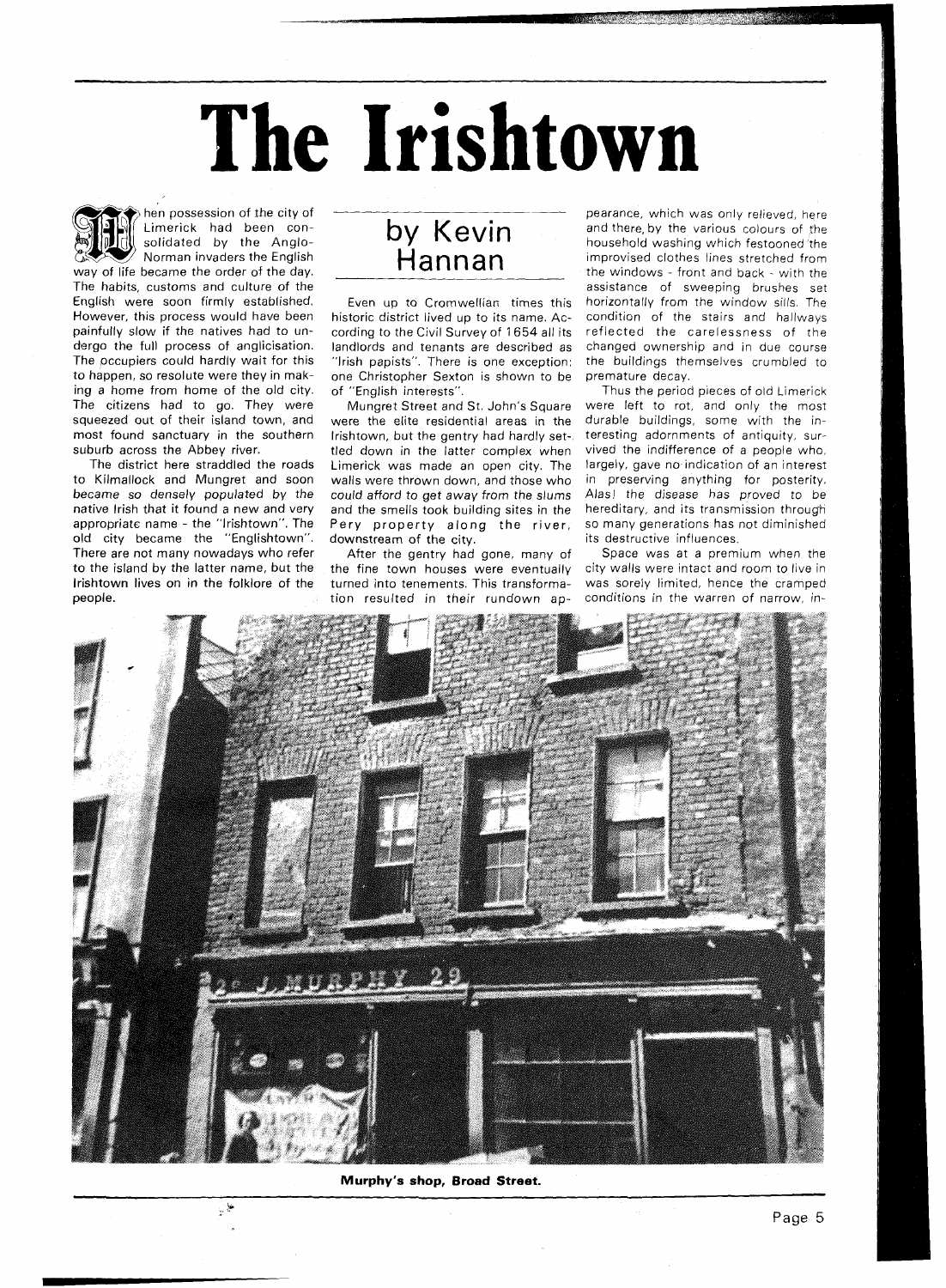# The Irishtown

## by Kevin Hannan

When possession of the city of Limerick had been consolidated by the Anglo-Norman invaders the English way of life became the order of the day. The habits, customs and culture of the English were soon firmly established. However, this process would have been painfully slow if the natives had to undergo the full process of anglicisation. The occupiers could hardly wait for this to happen, so resolute were they in making a home from home of the old city. The citizens had to go. They were squeezed out of their island town, and most found sanctuary in the southern suburb across the Abbey river.

The district here straddled the roads to Kilmallock and Mungret and soon became so densely populated by the native Irish that it found a new and very appropriate name - the "Irishtown". The old city became the "Englishtown". There are not many nowadays who refer to the island by the latter name, but the Irishtown lives on in the folklore of the people.

Even up to Cromwellian times this historic district lived up to its name. According to the Civil Survey of 1654 all its landlords and tenants are described as "Irish papists". There is one exception: one Christopher Sexton is shown to be of "English interests".

Mungret Street and St. John's Square were the elite residential areas in the Irishtown, but the gentry had hardly settled down in the latter complex when Limerick was made an open city. The walls were thrown down, and those who could afford to get away from the slums and the smells took building sites in the Pery property along the river, downstream of the city.

After the gentry had gone, many of the fine town houses were eventually turned into tenements. This transformation resulted in their rundown appearance, which was only relieved, here and there, by the various colours of the household washing which festooned the improvised clothes lines stretched from the windows - front and back - with the assistance of sweeping brushes set horizontally from the window sills. The condition of the stairs and hallways reflected the carelessness of the changed ownership and in due course the buildings themselves crumbled to premature decay.

Thus the period pieces of old Limerick were left to rot, and only the most durable buildings, some with the interesting adornments of antiquity, survived the indifference of a people who, largely, gave no indication of an interest in preserving anything for posterity. Alas! the disease has proved to be hereditary, and its transmission through so many generations has not diminished its destructive influences.

Space was at a premium when the city walls were intact and room to live in was sorely limited, hence the cramped conditions in the warren of narrow, in-

Murphy's shop, Broad Street.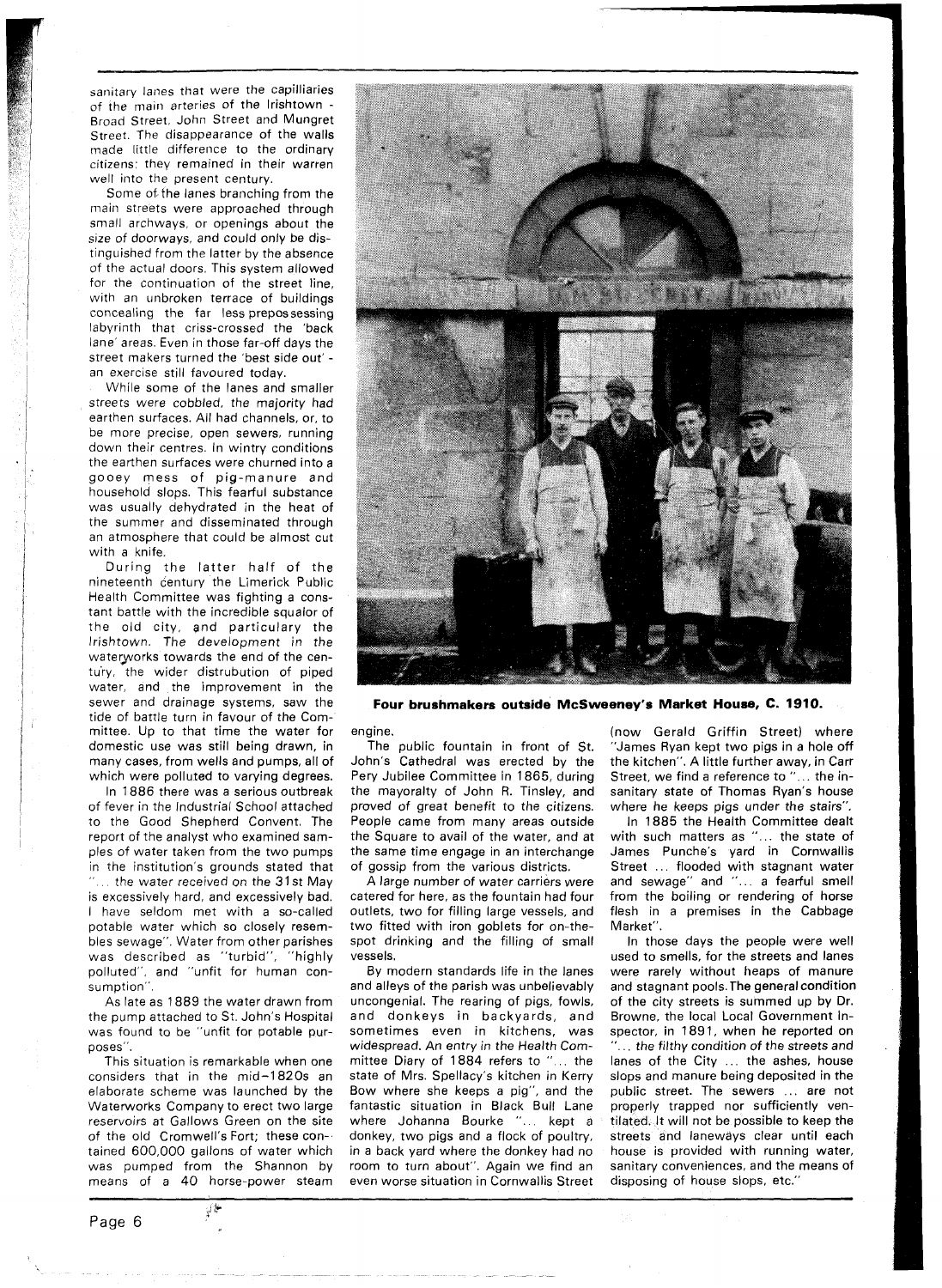sanitary lanes that were the capilliaries of the main arteries of the Irishtown - Broad Street, John Street and Mungret Street. The disappearance of the walls made little difference to the ordinary citizens: they remained in their warren well into the present century.

Some of the lanes branching from the main streets were approached through small archways, or openings about the size of doorways, and could only be distinguished from the latter by the absence of the actual doors. This system allowed for the continuation of the street line, with an unbroken terrace of buildings concealing the far less prepossessing labyrinth that criss-crossed the 'back lane' areas. Even in those far-off days the street makers turned the 'best side out' - an exercise still favoured today.

While some of the lanes and smaller streets were cobbled, the majority had earthen surfaces. All had channels, or, to be more precise, open sewers, running down their centres. In wintry conditions the earthen surfaces were churned into a gooey mess of pig-manure and household slops. This fearful substance was usually dehydrated in the heat of the summer and disseminated through an atmosphere that could be almost cut with a knife.

During the latter half of the nineteenth century the Limerick Public Health Committee was fighting a constant battle with the incredible squalor of the old city, and particulary the Irishtown. The development in the waterworks towards the end of the century, the wider distrubution of piped water, and the improvement in the sewer and drainage systems, saw the tide of battle turn in favour of the Committee. Up to that time the water for domestic use was still being drawn, in many cases, from wells and pumps, all of which were polluted to varying degrees.

In 1886 there was a serious outbreak of fever in the Industrial School attached to the Good Shepherd Convent. The report of the analyst who examined samples of water taken from the two pumps in the institution's grounds stated that "... the water received on the 31st May is excessively hard, and excessively bad. I have seldom met with a so-called potable water which so closely resembles sewage". Water from other parishes was described as "turbid", "highly polluted", and "unfit for human consumption".

As late as 1889 the water drawn from the pump attached to St. John's Hospital was found to be "unfit for potable purposes".

This situation is remarkable when one considers that in the mid-1820s an elaborate scheme was launched by the Waterworks Company to erect two large reservoirs at Gallows Green on the site of the old Cromwell's Fort; these contained 600,000 gallons of water which was pumped from the Shannon by means of a 40 horse-power steam engine.

**Four brushmakers outside McSweeney's Market House, C. 1910.**

The public fountain in front of St. John's Cathedral was erected by the Pery Jubilee Committee in 1865, during the mayoralty of John R. Tinsley, and proved of great benefit to the citizens. People came from many areas outside the Square to avail of the water, and at the same time engage in an interchange of gossip from the various districts.

A large number of water carriers were catered for here, as the fountain had four outlets, two for filling large vessels, and two fitted with iron goblets for on-the-spot drinking and the filling of small vessels.

By modern standards life in the lanes and alleys of the parish was unbelievably uncongenial. The rearing of pigs, fowls, and donkeys in backyards, and sometimes even in kitchens, was widespread. An entry in the Health Committee Diary of 1884 refers to "... the state of Mrs. Spellacy's kitchen in Kerry Bow where she keeps a pig", and the fantastic situation in Black Bull Lane where Johanna Bourke "... kept a donkey, two pigs and a flock of poultry, in a back yard where the donkey had no room to turn about". Again we find an even worse situation in Cornwallis Street (now Gerald Griffin Street) where "James Ryan kept two pigs in a hole off the kitchen". A little further away, in Carr Street, we find a reference to "... the insanitary state of Thomas Ryan's house where he keeps pigs under the stairs".

In 1885 the Health Committee dealt with such matters as "... the state of James Punche's yard in Cornwallis Street ... flooded with stagnant water and sewage" and "... a fearful smell from the boiling or rendering of horse flesh in a premises in the Cabbage Market".

In those days the people were well used to smells, for the streets and lanes were rarely without heaps of manure and stagnant pools. The general condition of the city streets is summed up by Dr. Browne, the local Local Government Inspector, in 1891, when he reported on "... the filthy condition of the streets and lanes of the City ... the ashes, house slops and manure being deposited in the public street. The sewers ... are not properly trapped nor sufficiently ventilated. It will not be possible to keep the streets and laneways clear until each house is provided with running water, sanitary conveniences, and the means of disposing of house slops, etc."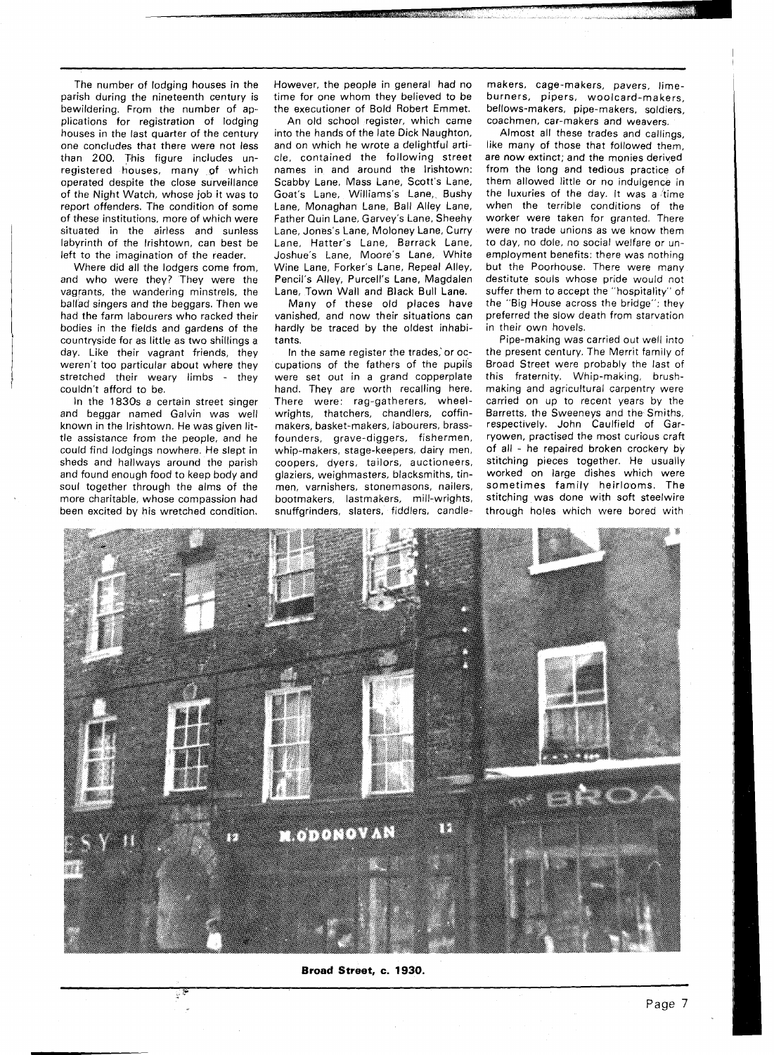The number of lodging houses in the parish during the nineteenth century is bewildering. From the number of applications for registration of lodging houses in the last quarter of the century one concludes that there were not less than 200. This figure includes unregistered houses, many of which operated despite the close surveillance of the Night Watch, whose job it was to report offenders. The condition of some of these institutions, more of which were situated in the airless and sunless labyrinth of the Irishtown, can best be left to the imagination of the reader.

Where did all the lodgers come from, and who were they? They were the vagrants, the wandering minstrels, the ballad singers and the beggars. Then we had the farm labourers who racked their bodies in the fields and gardens of the countryside for as little as two shillings a day. Like their vagrant friends, they weren't too particular about where they stretched their weary limbs - they couldn't afford to be.

In the 1830s a certain street singer and beggar named Galvin was well known in the Irishtown. He was given little assistance from the people, and he could find lodgings nowhere. He slept in sheds and hallways around the parish and found enough food to keep body and soul together through the alms of the more charitable, whose compassion had been excited by his wretched condition. However, the people in general had no time for one whom they believed to be the executioner of Bold Robert Emmet.

An old school register, which came into the hands of the late Dick Naughton, and on which he wrote a delightful article, contained the following street names in and around the Irishtown: Scabby Lane, Mass Lane, Scott's Lane, Goat's Lane, Williams's Lane, Bushy Lane, Monaghan Lane, Ball Alley Lane, Father Quin Lane, Garvey's Lane, Sheehy Lane, Jones's Lane, Moloney Lane, Curry Lane, Hatter's Lane, Barrack Lane, Joshue's Lane, Moore's Lane, White Wine Lane, Forker's Lane, Repeal Alley, Pencil's Alley, Purcell's Lane, Magdalen Lane, Town Wall and Black Bull Lane.

Many of these old places have vanished, and now their situations can hardly be traced by the oldest inhabitants.

In the same register the trades, or occupations of the fathers of the pupils were set out in a grand copperplate hand. They are worth recalling here. There were: rag-gatherers, wheelwrights, thatchers, chandlers, coffinmakers, basket-makers, labourers, brassfounders, grave-diggers, fishermen, whip-makers, stage-keepers, dairy men, coopers, dyers, tailors, auctioneers, glaziers, weighmasters, blacksmiths, tinmen, varnishers, stonemasons, nailers, bootmakers, lastmakers, mill-wrights, snuffgrinders, slaters, fiddlers, candlemakers, cage-makers, pavers, limeburners, pipers, woolcard-makers, bellows-makers, pipe-makers, soldiers, coachmen, car-makers and weavers.

Almost all these trades and callings, like many of those that followed them, are now extinct; and the monies derived from the long and tedious practice of them allowed little or no indulgence in the luxuries of the day. It was a time when the terrible conditions of the worker were taken for granted. There were no trade unions as we know them to day, no dole, no social welfare or unemployment benefits: there was nothing but the Poorhouse. There were many destitute souls whose pride would not suffer them to accept the "hospitality" of the "Big House across the bridge": they preferred the slow death from starvation in their own hovels.

Pipe-making was carried out well into the present century. The Merrit family of Broad Street were probably the last of this fraternity. Whip-making, brushmaking and agricultural carpentry were carried on up to recent years by the Barretts, the Sweeneys and the Smiths, respectively. John Caulfield of Garryowen, practised the most curious craft of all - he repaired broken crockery by stitching pieces together. He usually worked on large dishes which were sometimes family heirlooms. The stitching was done with soft steelwire through holes which were bored with

**Broad Street, c. 1930.**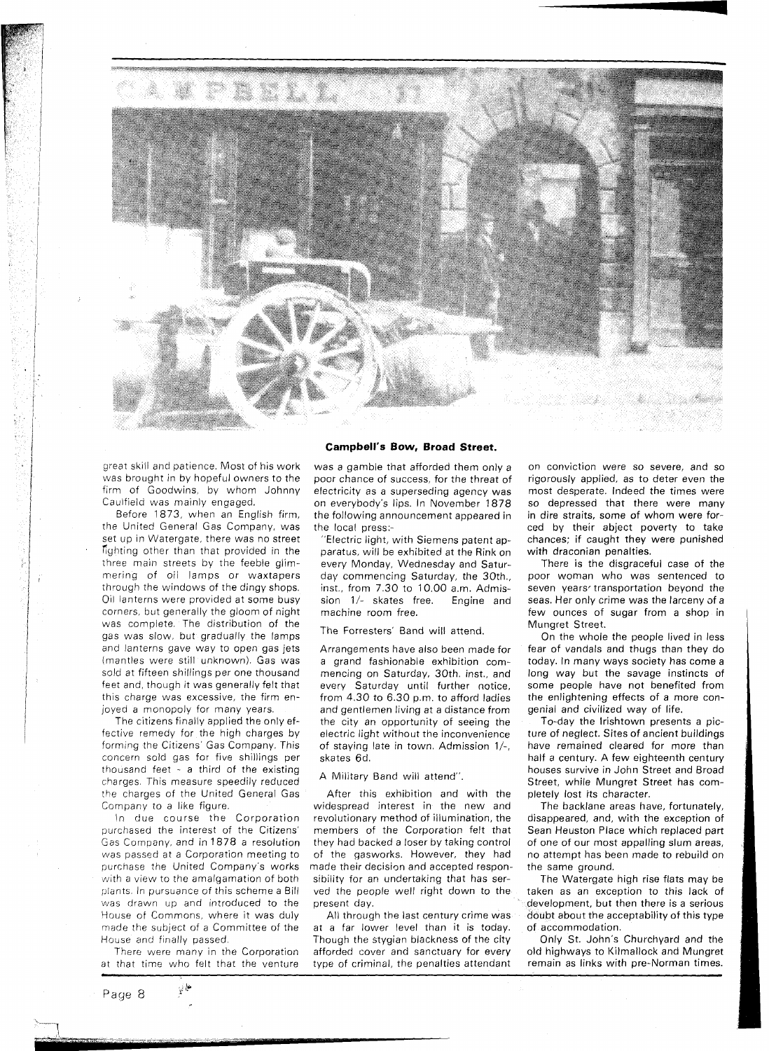**Campbell's Bow, Broad Street.**

great skill and patience. Most of his work was brought in by hopeful owners to the firm of Goodwins, by whom Johnny Caulfield was mainly engaged.

Before 1873, when an English firm, the United General Gas Company, was set up in Watergate, there was no street lighting other than that provided in the three main streets by the feeble glimmering of oil lamps or waxtapers through the windows of the dingy shops. Oil lanterns were provided at some busy corners, but generally the gloom of night was complete. The distribution of the gas was slow, but gradually the lamps and lanterns gave way to open gas jets (mantles were still unknown). Gas was sold at fifteen shillings per one thousand feet and, though it was generally felt that this charge was excessive, the firm enjoyed a monopoly for many years.

The citizens finally applied the only effective remedy for the high charges by forming the Citizens' Gas Company. This concern sold gas for five shillings per thousand feet - a third of the existing charges. This measure speedily reduced the charges of the United General Gas Company to a like figure.

In due course the Corporation purchased the interest of the Citizens' Gas Company, and in 1878 a resolution was passed at a Corporation meeting to purchase the United Company's works with a view to the amalgamation of both plants. In pursuance of this scheme a Bill was drawn up and introduced to the House of Commons, where it was duly made the subject of a Committee of the House and finally passed.

There were many in the Corporation at that time who felt that the venture was a gamble that afforded them only a poor chance of success, for the threat of electricity as a superseding agency was on everybody's lips. In November 1878 the following announcement appeared in the local press:-

"Electric light, with Siemens patent apparatus, will be exhibited at the Rink on every Monday, Wednesday and Saturday commencing Saturday, the 30th., inst., from 7.30 to 10.00 a.m. Admission 1/- skates free. Engine and machine room free.

The Forresters' Band will attend.

Arrangements have also been made for a grand fashionable exhibition commencing on Saturday, 30th. inst., and every Saturday until further notice, from 4.30 to 6.30 p.m. to afford ladies and gentlemen living at a distance from the city an opportunity of seeing the electric light without the inconvenience of staying late in town. Admission 1/-, skates 6d.

A Military Band will attend".

After this exhibition and with the widespread interest in the new and revolutionary method of illumination, the members of the Corporation felt that they had backed a loser by taking control of the gasworks. However, they had made their decision and accepted responsibility for an undertaking that has served the people well right down to the present day.

All through the last century crime was at a far lower level than it is today. Though the stygian blackness of the city afforded cover and sanctuary for every type of criminal, the penalties attendant on conviction were so severe, and so rigorously applied, as to deter even the most desperate. Indeed the times were so depressed that there were many in dire straits, some of whom were forced by their abject poverty to take chances; if caught they were punished with draconian penalties.

There is the disgraceful case of the poor woman who was sentenced to seven years' transportation beyond the seas. Her only crime was the larceny of a few ounces of sugar from a shop in Mungret Street.

On the whole the people lived in less fear of vandals and thugs than they do today. In many ways society has come a long way but the savage instincts of some people have not benefited from the enlightening effects of a more congenial and civilized way of life.

To-day the Irishtown presents a picture of neglect. Sites of ancient buildings have remained cleared for more than half a century. A few eighteenth century houses survive in John Street and Broad Street, while Mungret Street has completely lost its character.

The backlane areas have, fortunately, disappeared, and, with the exception of Sean Heuston Place which replaced part of one of our most appalling slum areas, no attempt has been made to rebuild on the same ground.

The Watergate high rise flats may be taken as an exception to this lack of development, but then there is a serious doubt about the acceptability of this type of accommodation.

Only St. John's Churchyard and the old highways to Kilmallock and Mungret remain as links with pre-Norman times.